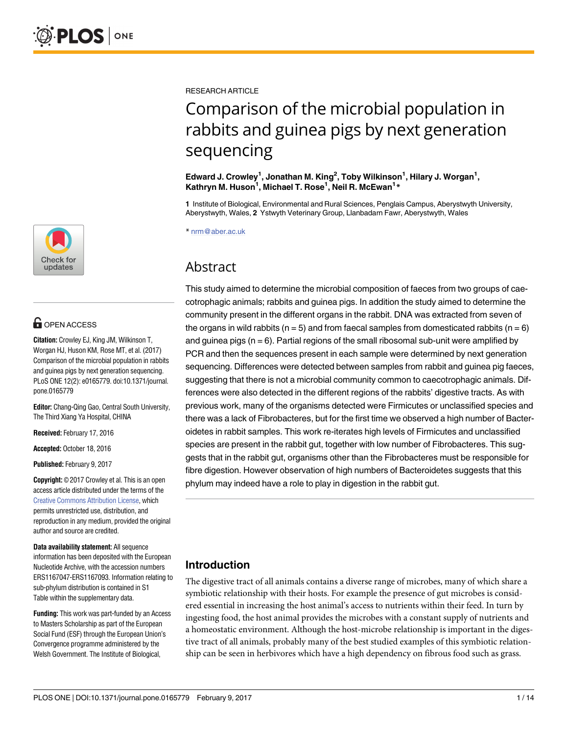RESEARCH ARTICLE

# Comparison of the microbial population in rabbits and guinea pigs by next generation sequencing

**Edward J. Crowley[1], Jonathan M. King[2], Toby Wilkinson[1], Hilary J. Worgan[1], Kathryn M. Huson[1], Michael T. Rose[1], Neil R. McEwan[1]***

**1** Institute of Biological, Environmental and Rural Sciences, Penglais Campus, Aberystwyth University, Aberystwyth, Wales, **2** Ystwyth Veterinary Group, Llanbadarn Fawr, Aberystwyth, Wales

* nrm@aber.ac.uk

OPEN ACCESS

**Citation:** Crowley EJ, King JM, Wilkinson T, Worgan HJ, Huson KM, Rose MT, et al. (2017) Comparison of the microbial population in rabbits and guinea pigs by next generation sequencing. PLoS ONE 12(2): e0165779. doi:10.1371/journal.pone.0165779

**Editor:** Chang-Qing Gao, Central South University, The Third Xiang Ya Hospital, CHINA

**Received:** February 17, 2016

**Accepted:** October 18, 2016

**Published:** February 9, 2017

**Copyright:** © 2017 Crowley et al. This is an open access article distributed under the terms of the Creative Commons Attribution License, which permits unrestricted use, distribution, and reproduction in any medium, provided the original author and source are credited.

**Data availability statement:** All sequence information has been deposited with the European Nucleotide Archive, with the accession numbers ERS1167047-ERS1167093. Information relating to sub-phylum distribution is contained in S1 Table within the supplementary data.

**Funding:** This work was part-funded by an Access to Masters Scholarship as part of the European Social Fund (ESF) through the European Union's Convergence programme administered by the Welsh Government. The Institute of Biological,

## Abstract

This study aimed to determine the microbial composition of faeces from two groups of caecotrophagic animals; rabbits and guinea pigs. In addition the study aimed to determine the community present in the different organs in the rabbit. DNA was extracted from seven of the organs in wild rabbits (n = 5) and from faecal samples from domesticated rabbits (n = 6) and guinea pigs (n = 6). Partial regions of the small ribosomal sub-unit were amplified by PCR and then the sequences present in each sample were determined by next generation sequencing. Differences were detected between samples from rabbit and guinea pig faeces, suggesting that there is not a microbial community common to caecotrophagic animals. Differences were also detected in the different regions of the rabbits' digestive tracts. As with previous work, many of the organisms detected were Firmicutes or unclassified species and there was a lack of Fibrobacteres, but for the first time we observed a high number of Bacteroidetes in rabbit samples. This work re-iterates high levels of Firmicutes and unclassified species are present in the rabbit gut, together with low number of Fibrobacteres. This suggests that in the rabbit gut, organisms other than the Fibrobacteres must be responsible for fibre digestion. However observation of high numbers of Bacteroidetes suggests that this phylum may indeed have a role to play in digestion in the rabbit gut.

## Introduction

The digestive tract of all animals contains a diverse range of microbes, many of which share a symbiotic relationship with their hosts. For example the presence of gut microbes is considered essential in increasing the host animal's access to nutrients within their feed. In turn by ingesting food, the host animal provides the microbes with a constant supply of nutrients and a homeostatic environment. Although the host-microbe relationship is important in the digestive tract of all animals, probably many of the best studied examples of this symbiotic relationship can be seen in herbivores which have a high dependency on fibrous food such as grass.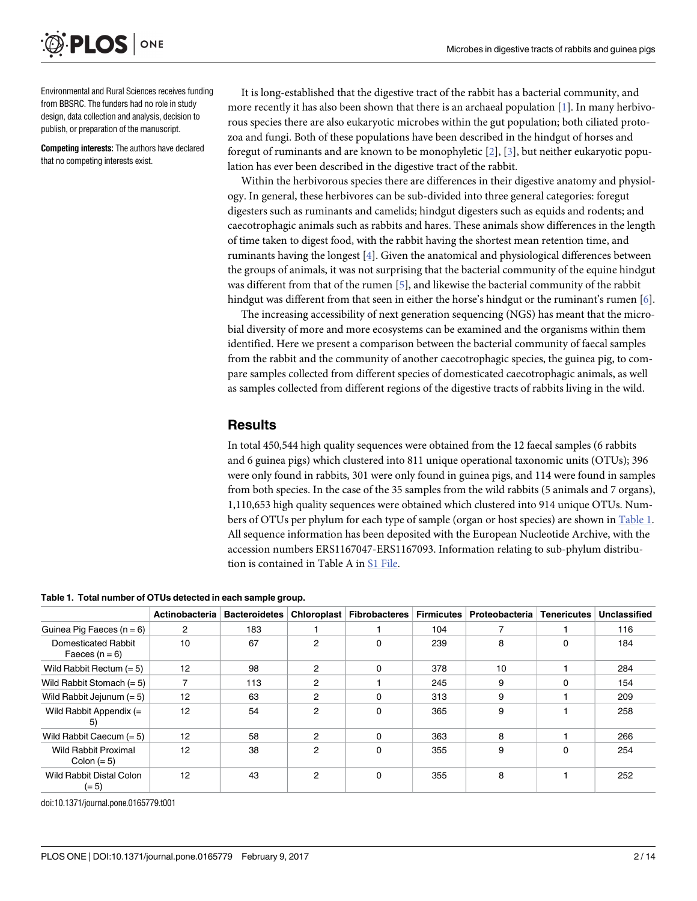Environmental and Rural Sciences receives funding from BBSRC. The funders had no role in study design, data collection and analysis, decision to publish, or preparation of the manuscript.

**Competing interests:** The authors have declared that no competing interests exist.

It is long-established that the digestive tract of the rabbit has a bacterial community, and more recently it has also been shown that there is an archaeal population [1]. In many herbivorous species there are also eukaryotic microbes within the gut population; both ciliated protozoa and fungi. Both of these populations have been described in the hindgut of horses and foregut of ruminants and are known to be monophyletic [2], [3], but neither eukaryotic population has ever been described in the digestive tract of the rabbit.

Within the herbivorous species there are differences in their digestive anatomy and physiology. In general, these herbivores can be sub-divided into three general categories: foregut digesters such as ruminants and camelids; hindgut digesters such as equids and rodents; and caecotrophagic animals such as rabbits and hares. These animals show differences in the length of time taken to digest food, with the rabbit having the shortest mean retention time, and ruminants having the longest [4]. Given the anatomical and physiological differences between the groups of animals, it was not surprising that the bacterial community of the equine hindgut was different from that of the rumen [5], and likewise the bacterial community of the rabbit hindgut was different from that seen in either the horse's hindgut or the ruminant's rumen [6].

The increasing accessibility of next generation sequencing (NGS) has meant that the microbial diversity of more and more ecosystems can be examined and the organisms within them identified. Here we present a comparison between the bacterial community of faecal samples from the rabbit and the community of another caecotrophagic species, the guinea pig, to compare samples collected from different species of domesticated caecotrophagic animals, as well as samples collected from different regions of the digestive tracts of rabbits living in the wild.

## Results

In total 450,544 high quality sequences were obtained from the 12 faecal samples (6 rabbits and 6 guinea pigs) which clustered into 811 unique operational taxonomic units (OTUs); 396 were only found in rabbits, 301 were only found in guinea pigs, and 114 were found in samples from both species. In the case of the 35 samples from the wild rabbits (5 animals and 7 organs), 1,110,653 high quality sequences were obtained which clustered into 914 unique OTUs. Numbers of OTUs per phylum for each type of sample (organ or host species) are shown in Table 1. All sequence information has been deposited with the European Nucleotide Archive, with the accession numbers ERS1167047-ERS1167093. Information relating to sub-phylum distribution is contained in Table A in S1 File.

**Table 1. Total number of OTUs detected in each sample group.**

| | Actinobacteria | Bacteroidetes | Chloroplast | Fibrobacteres | Firmicutes | Proteobacteria | Tenericutes | Unclassified |
|---|---|---|---|---|---|---|---|---|
| Guinea Pig Faeces (n = 6) | 2 | 183 | 1 | 1 | 104 | 7 | 1 | 116 |
| Domesticated Rabbit Faeces (n = 6) | 10 | 67 | 2 | 0 | 239 | 8 | 0 | 184 |
| Wild Rabbit Rectum (= 5) | 12 | 98 | 2 | 0 | 378 | 10 | 1 | 284 |
| Wild Rabbit Stomach (= 5) | 7 | 113 | 2 | 1 | 245 | 9 | 0 | 154 |
| Wild Rabbit Jejunum (= 5) | 12 | 63 | 2 | 0 | 313 | 9 | 1 | 209 |
| Wild Rabbit Appendix (= 5) | 12 | 54 | 2 | 0 | 365 | 9 | 1 | 258 |
| Wild Rabbit Caecum (= 5) | 12 | 58 | 2 | 0 | 363 | 8 | 1 | 266 |
| Wild Rabbit Proximal Colon (= 5) | 12 | 38 | 2 | 0 | 355 | 9 | 0 | 254 |
| Wild Rabbit Distal Colon (= 5) | 12 | 43 | 2 | 0 | 355 | 8 | 1 | 252 |

doi:10.1371/journal.pone.0165779.t001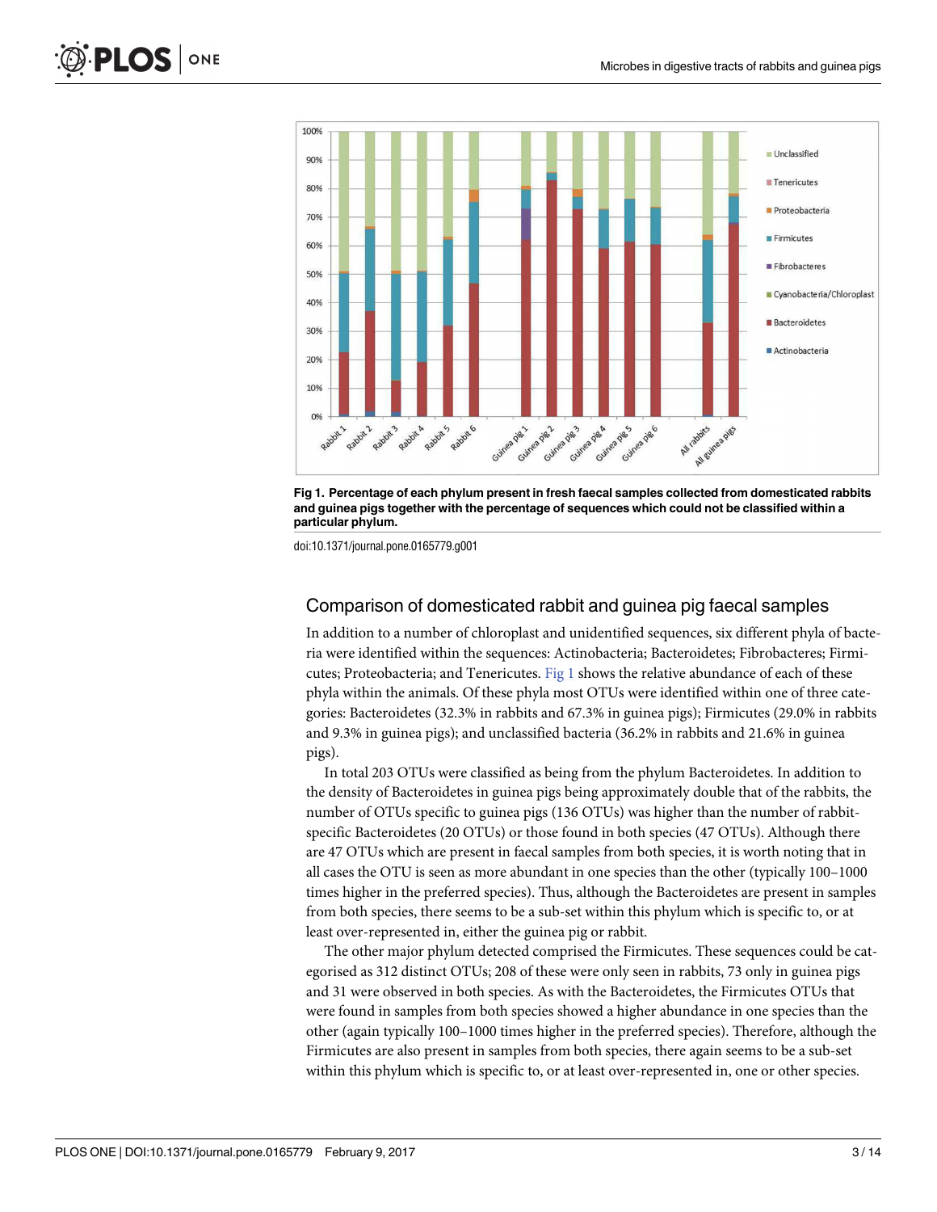Fig 1. Percentage of each phylum present in fresh faecal samples collected from domesticated rabbits and guinea pigs together with the percentage of sequences which could not be classified within a particular phylum.

doi:10.1371/journal.pone.0165779.g001

## Comparison of domesticated rabbit and guinea pig faecal samples

In addition to a number of chloroplast and unidentified sequences, six different phyla of bacteria were identified within the sequences: Actinobacteria; Bacteroidetes; Fibrobacteres; Firmicutes; Proteobacteria; and Tenericutes. Fig 1 shows the relative abundance of each of these phyla within the animals. Of these phyla most OTUs were identified within one of three categories: Bacteroidetes (32.3% in rabbits and 67.3% in guinea pigs); Firmicutes (29.0% in rabbits and 9.3% in guinea pigs); and unclassified bacteria (36.2% in rabbits and 21.6% in guinea pigs).

In total 203 OTUs were classified as being from the phylum Bacteroidetes. In addition to the density of Bacteroidetes in guinea pigs being approximately double that of the rabbits, the number of OTUs specific to guinea pigs (136 OTUs) was higher than the number of rabbit-specific Bacteroidetes (20 OTUs) or those found in both species (47 OTUs). Although there are 47 OTUs which are present in faecal samples from both species, it is worth noting that in all cases the OTU is seen as more abundant in one species than the other (typically 100–1000 times higher in the preferred species). Thus, although the Bacteroidetes are present in samples from both species, there seems to be a sub-set within this phylum which is specific to, or at least over-represented in, either the guinea pig or rabbit.

The other major phylum detected comprised the Firmicutes. These sequences could be categorised as 312 distinct OTUs; 208 of these were only seen in rabbits, 73 only in guinea pigs and 31 were observed in both species. As with the Bacteroidetes, the Firmicutes OTUs that were found in samples from both species showed a higher abundance in one species than the other (again typically 100–1000 times higher in the preferred species). Therefore, although the Firmicutes are also present in samples from both species, there again seems to be a sub-set within this phylum which is specific to, or at least over-represented in, one or other species.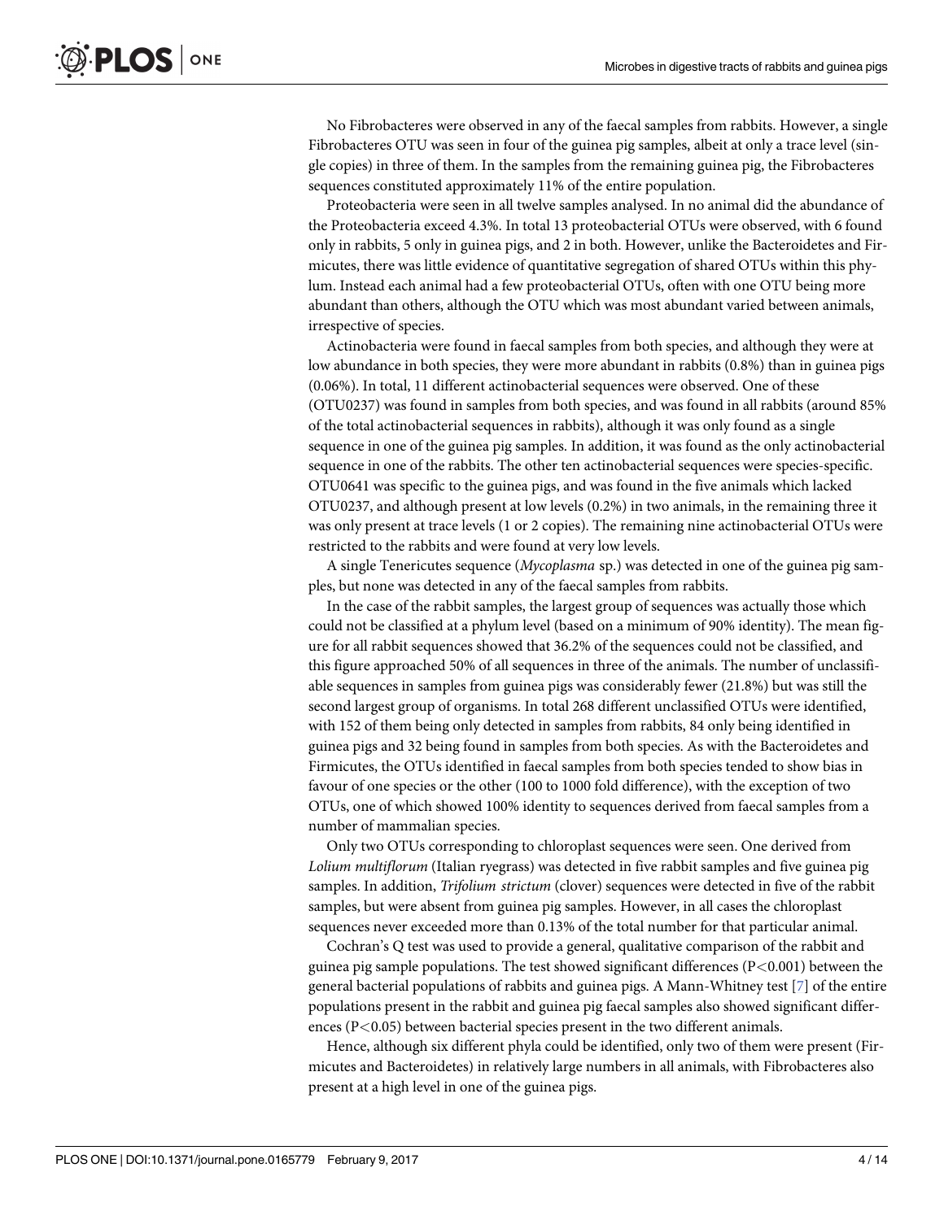No Fibrobacteres were observed in any of the faecal samples from rabbits. However, a single Fibrobacteres OTU was seen in four of the guinea pig samples, albeit at only a trace level (single copies) in three of them. In the samples from the remaining guinea pig, the Fibrobacteres sequences constituted approximately 11% of the entire population.

Proteobacteria were seen in all twelve samples analysed. In no animal did the abundance of the Proteobacteria exceed 4.3%. In total 13 proteobacterial OTUs were observed, with 6 found only in rabbits, 5 only in guinea pigs, and 2 in both. However, unlike the Bacteroidetes and Firmicutes, there was little evidence of quantitative segregation of shared OTUs within this phylum. Instead each animal had a few proteobacterial OTUs, often with one OTU being more abundant than others, although the OTU which was most abundant varied between animals, irrespective of species.

Actinobacteria were found in faecal samples from both species, and although they were at low abundance in both species, they were more abundant in rabbits (0.8%) than in guinea pigs (0.06%). In total, 11 different actinobacterial sequences were observed. One of these (OTU0237) was found in samples from both species, and was found in all rabbits (around 85% of the total actinobacterial sequences in rabbits), although it was only found as a single sequence in one of the guinea pig samples. In addition, it was found as the only actinobacterial sequence in one of the rabbits. The other ten actinobacterial sequences were species-specific. OTU0641 was specific to the guinea pigs, and was found in the five animals which lacked OTU0237, and although present at low levels (0.2%) in two animals, in the remaining three it was only present at trace levels (1 or 2 copies). The remaining nine actinobacterial OTUs were restricted to the rabbits and were found at very low levels.

A single Tenericutes sequence (*Mycoplasma* sp.) was detected in one of the guinea pig samples, but none was detected in any of the faecal samples from rabbits.

In the case of the rabbit samples, the largest group of sequences was actually those which could not be classified at a phylum level (based on a minimum of 90% identity). The mean figure for all rabbit sequences showed that 36.2% of the sequences could not be classified, and this figure approached 50% of all sequences in three of the animals. The number of unclassifiable sequences in samples from guinea pigs was considerably fewer (21.8%) but was still the second largest group of organisms. In total 268 different unclassified OTUs were identified, with 152 of them being only detected in samples from rabbits, 84 only being identified in guinea pigs and 32 being found in samples from both species. As with the Bacteroidetes and Firmicutes, the OTUs identified in faecal samples from both species tended to show bias in favour of one species or the other (100 to 1000 fold difference), with the exception of two OTUs, one of which showed 100% identity to sequences derived from faecal samples from a number of mammalian species.

Only two OTUs corresponding to chloroplast sequences were seen. One derived from *Lolium multiflorum* (Italian ryegrass) was detected in five rabbit samples and five guinea pig samples. In addition, *Trifolium strictum* (clover) sequences were detected in five of the rabbit samples, but were absent from guinea pig samples. However, in all cases the chloroplast sequences never exceeded more than 0.13% of the total number for that particular animal.

Cochran's Q test was used to provide a general, qualitative comparison of the rabbit and guinea pig sample populations. The test showed significant differences ($P<0.001$) between the general bacterial populations of rabbits and guinea pigs. A Mann-Whitney test [7] of the entire populations present in the rabbit and guinea pig faecal samples also showed significant differences ($P<0.05$) between bacterial species present in the two different animals.

Hence, although six different phyla could be identified, only two of them were present (Firmicutes and Bacteroidetes) in relatively large numbers in all animals, with Fibrobacteres also present at a high level in one of the guinea pigs.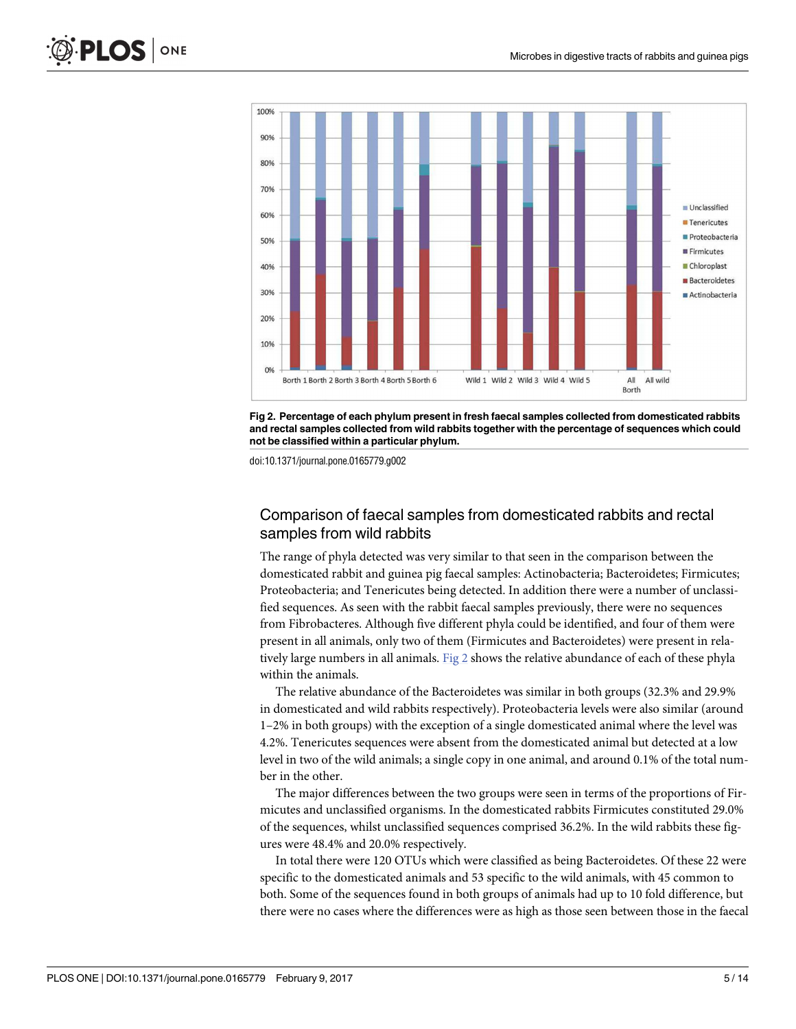Fig 2. Percentage of each phylum present in fresh faecal samples collected from domesticated rabbits and rectal samples collected from wild rabbits together with the percentage of sequences which could not be classified within a particular phylum.

doi:10.1371/journal.pone.0165779.g002

## Comparison of faecal samples from domesticated rabbits and rectal samples from wild rabbits

The range of phyla detected was very similar to that seen in the comparison between the domesticated rabbit and guinea pig faecal samples: Actinobacteria; Bacteroidetes; Firmicutes; Proteobacteria; and Tenericutes being detected. In addition there were a number of unclassified sequences. As seen with the rabbit faecal samples previously, there were no sequences from Fibrobacteres. Although five different phyla could be identified, and four of them were present in all animals, only two of them (Firmicutes and Bacteroidetes) were present in relatively large numbers in all animals. Fig 2 shows the relative abundance of each of these phyla within the animals.

The relative abundance of the Bacteroidetes was similar in both groups (32.3% and 29.9% in domesticated and wild rabbits respectively). Proteobacteria levels were also similar (around 1–2% in both groups) with the exception of a single domesticated animal where the level was 4.2%. Tenericutes sequences were absent from the domesticated animal but detected at a low level in two of the wild animals; a single copy in one animal, and around 0.1% of the total number in the other.

The major differences between the two groups were seen in terms of the proportions of Firmicutes and unclassified organisms. In the domesticated rabbits Firmicutes constituted 29.0% of the sequences, whilst unclassified sequences comprised 36.2%. In the wild rabbits these figures were 48.4% and 20.0% respectively.

In total there were 120 OTUs which were classified as being Bacteroidetes. Of these 22 were specific to the domesticated animals and 53 specific to the wild animals, with 45 common to both. Some of the sequences found in both groups of animals had up to 10 fold difference, but there were no cases where the differences were as high as those seen between those in the faecal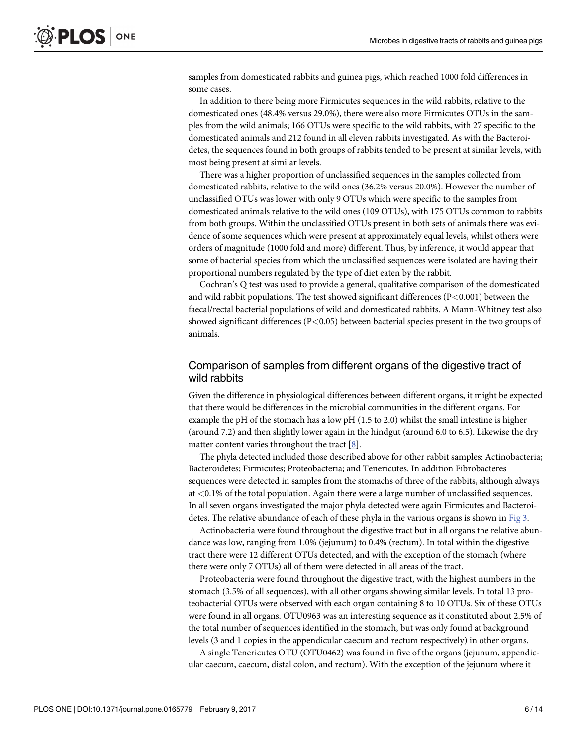samples from domesticated rabbits and guinea pigs, which reached 1000 fold differences in some cases.

In addition to there being more Firmicutes sequences in the wild rabbits, relative to the domesticated ones (48.4% versus 29.0%), there were also more Firmicutes OTUs in the samples from the wild animals; 166 OTUs were specific to the wild rabbits, with 27 specific to the domesticated animals and 212 found in all eleven rabbits investigated. As with the Bacteroidetes, the sequences found in both groups of rabbits tended to be present at similar levels, with most being present at similar levels.

There was a higher proportion of unclassified sequences in the samples collected from domesticated rabbits, relative to the wild ones (36.2% versus 20.0%). However the number of unclassified OTUs was lower with only 9 OTUs which were specific to the samples from domesticated animals relative to the wild ones (109 OTUs), with 175 OTUs common to rabbits from both groups. Within the unclassified OTUs present in both sets of animals there was evidence of some sequences which were present at approximately equal levels, whilst others were orders of magnitude (1000 fold and more) different. Thus, by inference, it would appear that some of bacterial species from which the unclassified sequences were isolated are having their proportional numbers regulated by the type of diet eaten by the rabbit.

Cochran's Q test was used to provide a general, qualitative comparison of the domesticated and wild rabbit populations. The test showed significant differences ($P<0.001$) between the faecal/rectal bacterial populations of wild and domesticated rabbits. A Mann-Whitney test also showed significant differences ($P<0.05$) between bacterial species present in the two groups of animals.

## Comparison of samples from different organs of the digestive tract of wild rabbits

Given the difference in physiological differences between different organs, it might be expected that there would be differences in the microbial communities in the different organs. For example the pH of the stomach has a low pH (1.5 to 2.0) whilst the small intestine is higher (around 7.2) and then slightly lower again in the hindgut (around 6.0 to 6.5). Likewise the dry matter content varies throughout the tract [8].

The phyla detected included those described above for other rabbit samples: Actinobacteria; Bacteroidetes; Firmicutes; Proteobacteria; and Tenericutes. In addition Fibrobacteres sequences were detected in samples from the stomachs of three of the rabbits, although always at <0.1% of the total population. Again there were a large number of unclassified sequences. In all seven organs investigated the major phyla detected were again Firmicutes and Bacteroidetes. The relative abundance of each of these phyla in the various organs is shown in Fig 3.

Actinobacteria were found throughout the digestive tract but in all organs the relative abundance was low, ranging from 1.0% (jejunum) to 0.4% (rectum). In total within the digestive tract there were 12 different OTUs detected, and with the exception of the stomach (where there were only 7 OTUs) all of them were detected in all areas of the tract.

Proteobacteria were found throughout the digestive tract, with the highest numbers in the stomach (3.5% of all sequences), with all other organs showing similar levels. In total 13 proteobacterial OTUs were observed with each organ containing 8 to 10 OTUs. Six of these OTUs were found in all organs. OTU0963 was an interesting sequence as it constituted about 2.5% of the total number of sequences identified in the stomach, but was only found at background levels (3 and 1 copies in the appendicular caecum and rectum respectively) in other organs.

A single Tenericutes OTU (OTU0462) was found in five of the organs (jejunum, appendicular caecum, caecum, distal colon, and rectum). With the exception of the jejunum where it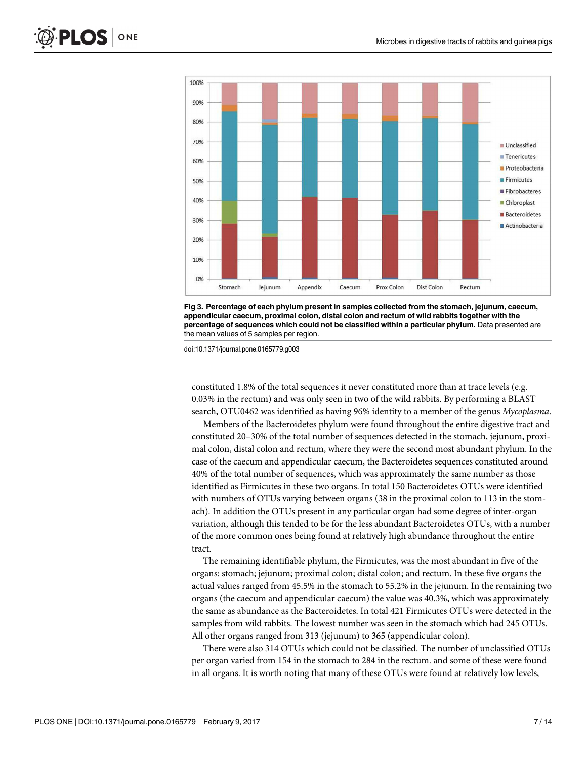**Fig 3. Percentage of each phylum present in samples collected from the stomach, jejunum, caecum, appendicular caecum, proximal colon, distal colon and rectum of wild rabbits together with the percentage of sequences which could not be classified within a particular phylum.** Data presented are the mean values of 5 samples per region.

doi:10.1371/journal.pone.0165779.g003

constituted 1.8% of the total sequences it never constituted more than at trace levels (e.g. 0.03% in the rectum) and was only seen in two of the wild rabbits. By performing a BLAST search, OTU0462 was identified as having 96% identity to a member of the genus *Mycoplasma*.

Members of the Bacteroidetes phylum were found throughout the entire digestive tract and constituted 20–30% of the total number of sequences detected in the stomach, jejunum, proximal colon, distal colon and rectum, where they were the second most abundant phylum. In the case of the caecum and appendicular caecum, the Bacteroidetes sequences constituted around 40% of the total number of sequences, which was approximately the same number as those identified as Firmicutes in these two organs. In total 150 Bacteroidetes OTUs were identified with numbers of OTUs varying between organs (38 in the proximal colon to 113 in the stomach). In addition the OTUs present in any particular organ had some degree of inter-organ variation, although this tended to be for the less abundant Bacteroidetes OTUs, with a number of the more common ones being found at relatively high abundance throughout the entire tract.

The remaining identifiable phylum, the Firmicutes, was the most abundant in five of the organs: stomach; jejunum; proximal colon; distal colon; and rectum. In these five organs the actual values ranged from 45.5% in the stomach to 55.2% in the jejunum. In the remaining two organs (the caecum and appendicular caecum) the value was 40.3%, which was approximately the same as abundance as the Bacteroidetes. In total 421 Firmicutes OTUs were detected in the samples from wild rabbits. The lowest number was seen in the stomach which had 245 OTUs. All other organs ranged from 313 (jejunum) to 365 (appendicular colon).

There were also 314 OTUs which could not be classified. The number of unclassified OTUs per organ varied from 154 in the stomach to 284 in the rectum. and some of these were found in all organs. It is worth noting that many of these OTUs were found at relatively low levels,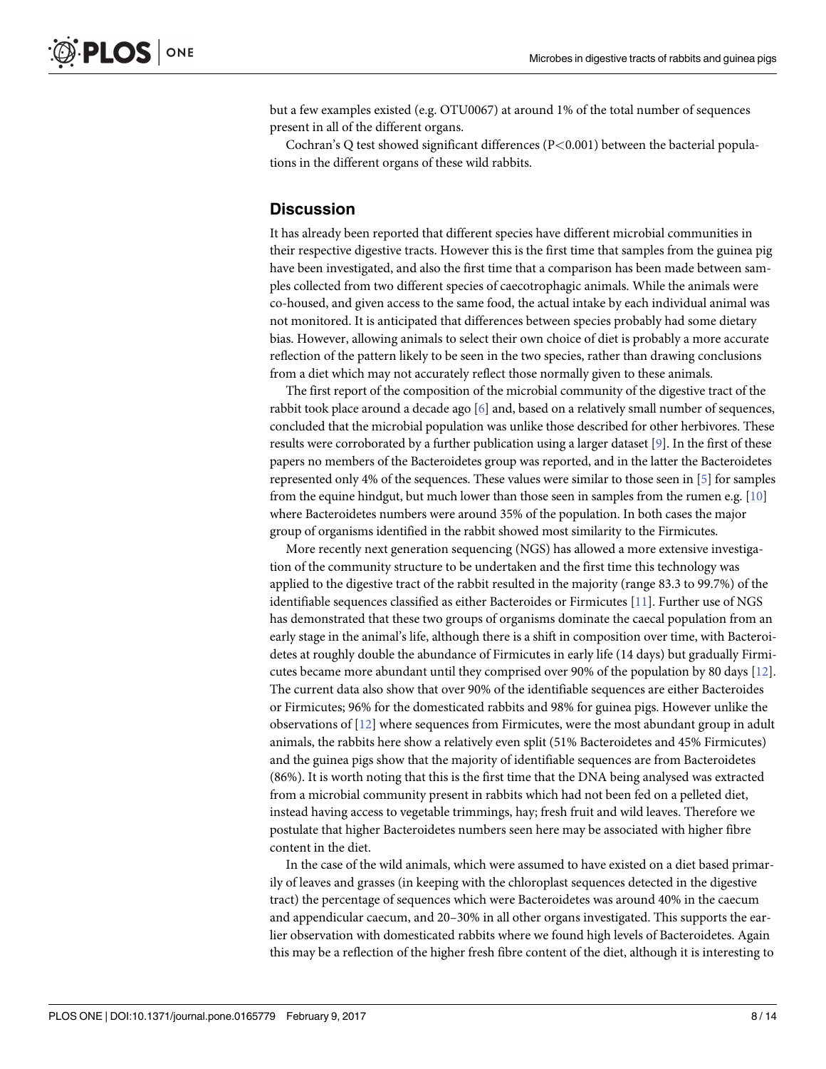but a few examples existed (e.g. OTU0067) at around 1% of the total number of sequences present in all of the different organs.

Cochran's Q test showed significant differences ($P<0.001$) between the bacterial populations in the different organs of these wild rabbits.

## Discussion

It has already been reported that different species have different microbial communities in their respective digestive tracts. However this is the first time that samples from the guinea pig have been investigated, and also the first time that a comparison has been made between samples collected from two different species of caecotrophagic animals. While the animals were co-housed, and given access to the same food, the actual intake by each individual animal was not monitored. It is anticipated that differences between species probably had some dietary bias. However, allowing animals to select their own choice of diet is probably a more accurate reflection of the pattern likely to be seen in the two species, rather than drawing conclusions from a diet which may not accurately reflect those normally given to these animals.

The first report of the composition of the microbial community of the digestive tract of the rabbit took place around a decade ago [6] and, based on a relatively small number of sequences, concluded that the microbial population was unlike those described for other herbivores. These results were corroborated by a further publication using a larger dataset [9]. In the first of these papers no members of the Bacteroidetes group was reported, and in the latter the Bacteroidetes represented only 4% of the sequences. These values were similar to those seen in [5] for samples from the equine hindgut, but much lower than those seen in samples from the rumen e.g. [10] where Bacteroidetes numbers were around 35% of the population. In both cases the major group of organisms identified in the rabbit showed most similarity to the Firmicutes.

More recently next generation sequencing (NGS) has allowed a more extensive investigation of the community structure to be undertaken and the first time this technology was applied to the digestive tract of the rabbit resulted in the majority (range 83.3 to 99.7%) of the identifiable sequences classified as either Bacteroides or Firmicutes [11]. Further use of NGS has demonstrated that these two groups of organisms dominate the caecal population from an early stage in the animal's life, although there is a shift in composition over time, with Bacteroidetes at roughly double the abundance of Firmicutes in early life (14 days) but gradually Firmicutes became more abundant until they comprised over 90% of the population by 80 days [12]. The current data also show that over 90% of the identifiable sequences are either Bacteroides or Firmicutes; 96% for the domesticated rabbits and 98% for guinea pigs. However unlike the observations of [12] where sequences from Firmicutes, were the most abundant group in adult animals, the rabbits here show a relatively even split (51% Bacteroidetes and 45% Firmicutes) and the guinea pigs show that the majority of identifiable sequences are from Bacteroidetes (86%). It is worth noting that this is the first time that the DNA being analysed was extracted from a microbial community present in rabbits which had not been fed on a pelleted diet, instead having access to vegetable trimmings, hay; fresh fruit and wild leaves. Therefore we postulate that higher Bacteroidetes numbers seen here may be associated with higher fibre content in the diet.

In the case of the wild animals, which were assumed to have existed on a diet based primarily of leaves and grasses (in keeping with the chloroplast sequences detected in the digestive tract) the percentage of sequences which were Bacteroidetes was around 40% in the caecum and appendicular caecum, and 20–30% in all other organs investigated. This supports the earlier observation with domesticated rabbits where we found high levels of Bacteroidetes. Again this may be a reflection of the higher fresh fibre content of the diet, although it is interesting to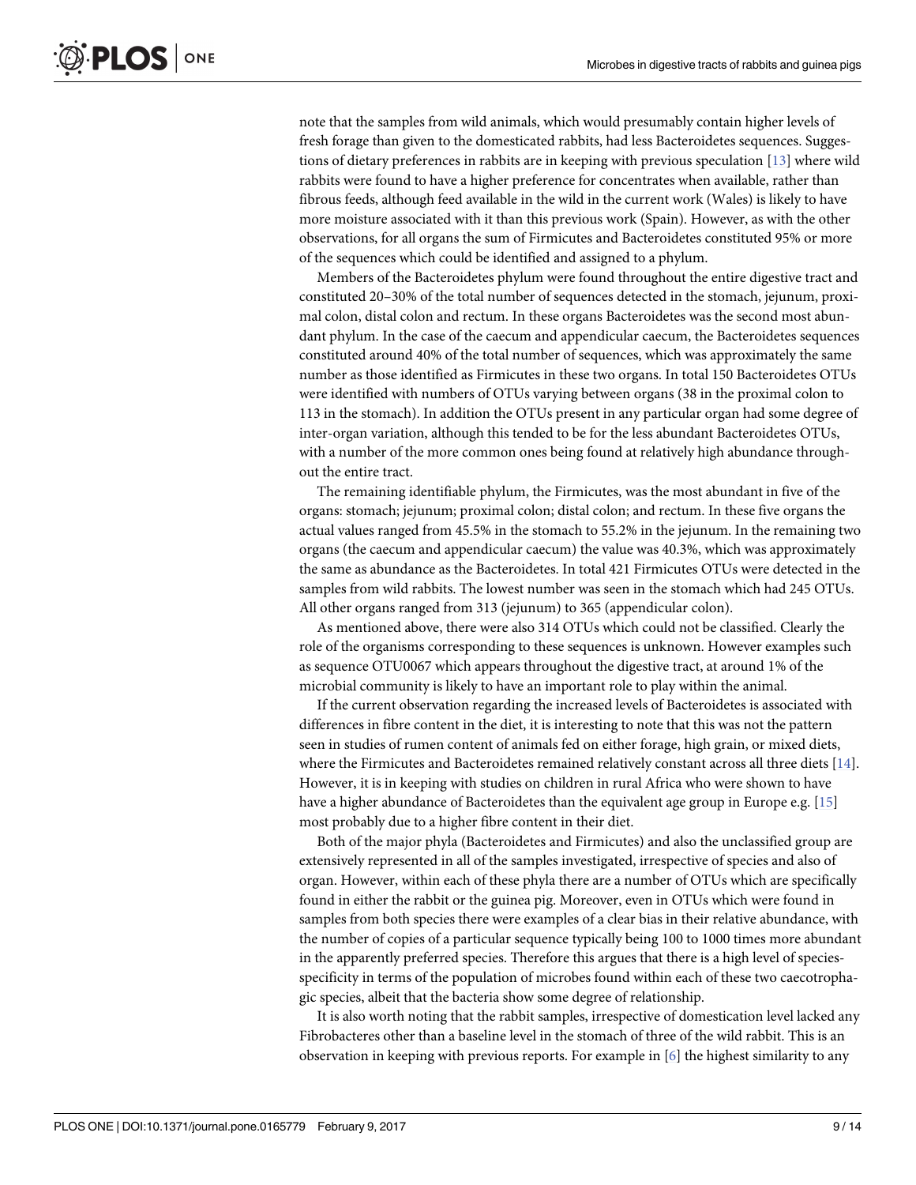note that the samples from wild animals, which would presumably contain higher levels of fresh forage than given to the domesticated rabbits, had less Bacteroidetes sequences. Suggestions of dietary preferences in rabbits are in keeping with previous speculation [13] where wild rabbits were found to have a higher preference for concentrates when available, rather than fibrous feeds, although feed available in the wild in the current work (Wales) is likely to have more moisture associated with it than this previous work (Spain). However, as with the other observations, for all organs the sum of Firmicutes and Bacteroidetes constituted 95% or more of the sequences which could be identified and assigned to a phylum.

Members of the Bacteroidetes phylum were found throughout the entire digestive tract and constituted 20–30% of the total number of sequences detected in the stomach, jejunum, proximal colon, distal colon and rectum. In these organs Bacteroidetes was the second most abundant phylum. In the case of the caecum and appendicular caecum, the Bacteroidetes sequences constituted around 40% of the total number of sequences, which was approximately the same number as those identified as Firmicutes in these two organs. In total 150 Bacteroidetes OTUs were identified with numbers of OTUs varying between organs (38 in the proximal colon to 113 in the stomach). In addition the OTUs present in any particular organ had some degree of inter-organ variation, although this tended to be for the less abundant Bacteroidetes OTUs, with a number of the more common ones being found at relatively high abundance throughout the entire tract.

The remaining identifiable phylum, the Firmicutes, was the most abundant in five of the organs: stomach; jejunum; proximal colon; distal colon; and rectum. In these five organs the actual values ranged from 45.5% in the stomach to 55.2% in the jejunum. In the remaining two organs (the caecum and appendicular caecum) the value was 40.3%, which was approximately the same as abundance as the Bacteroidetes. In total 421 Firmicutes OTUs were detected in the samples from wild rabbits. The lowest number was seen in the stomach which had 245 OTUs. All other organs ranged from 313 (jejunum) to 365 (appendicular colon).

As mentioned above, there were also 314 OTUs which could not be classified. Clearly the role of the organisms corresponding to these sequences is unknown. However examples such as sequence OTU0067 which appears throughout the digestive tract, at around 1% of the microbial community is likely to have an important role to play within the animal.

If the current observation regarding the increased levels of Bacteroidetes is associated with differences in fibre content in the diet, it is interesting to note that this was not the pattern seen in studies of rumen content of animals fed on either forage, high grain, or mixed diets, where the Firmicutes and Bacteroidetes remained relatively constant across all three diets [14]. However, it is in keeping with studies on children in rural Africa who were shown to have have a higher abundance of Bacteroidetes than the equivalent age group in Europe e.g. [15] most probably due to a higher fibre content in their diet.

Both of the major phyla (Bacteroidetes and Firmicutes) and also the unclassified group are extensively represented in all of the samples investigated, irrespective of species and also of organ. However, within each of these phyla there are a number of OTUs which are specifically found in either the rabbit or the guinea pig. Moreover, even in OTUs which were found in samples from both species there were examples of a clear bias in their relative abundance, with the number of copies of a particular sequence typically being 100 to 1000 times more abundant in the apparently preferred species. Therefore this argues that there is a high level of species-specificity in terms of the population of microbes found within each of these two caecotrophagic species, albeit that the bacteria show some degree of relationship.

It is also worth noting that the rabbit samples, irrespective of domestication level lacked any Fibrobacteres other than a baseline level in the stomach of three of the wild rabbit. This is an observation in keeping with previous reports. For example in [6] the highest similarity to any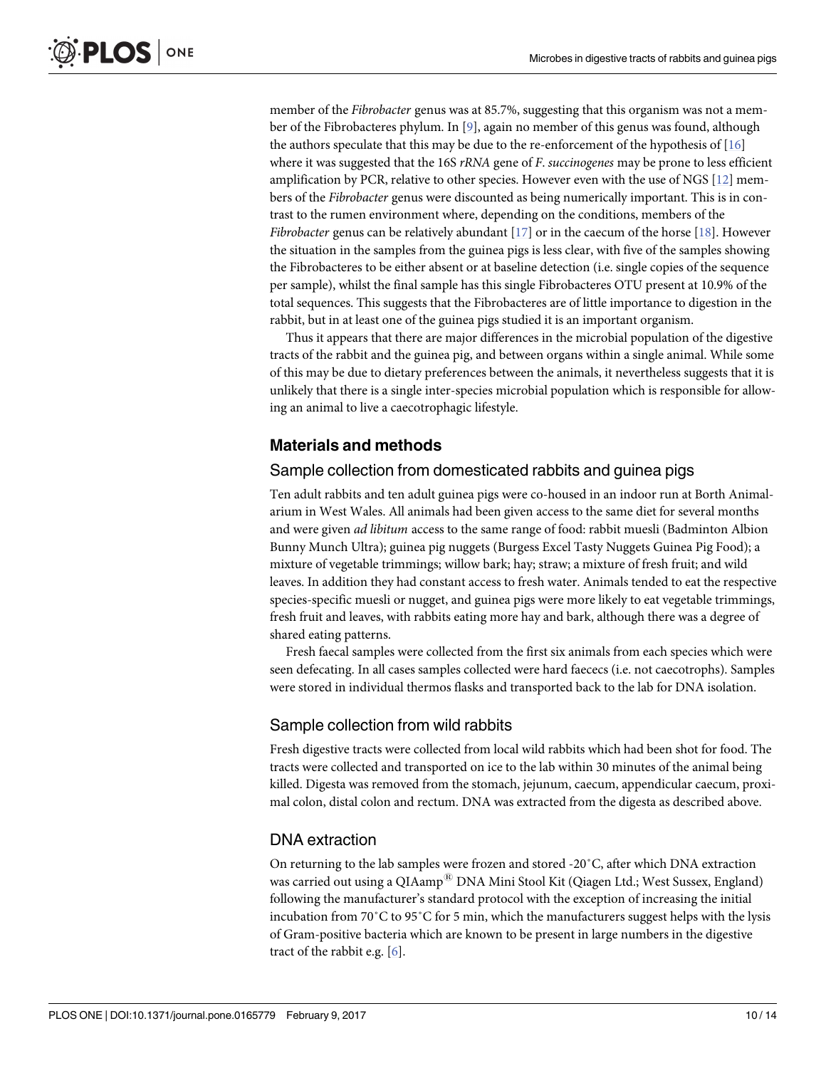member of the *Fibrobacter* genus was at 85.7%, suggesting that this organism was not a member of the Fibrobacteres phylum. In [9], again no member of this genus was found, although the authors speculate that this may be due to the re-enforcement of the hypothesis of [16] where it was suggested that the 16S *rRNA* gene of *F. succinogenes* may be prone to less efficient amplification by PCR, relative to other species. However even with the use of NGS [12] members of the *Fibrobacter* genus were discounted as being numerically important. This is in contrast to the rumen environment where, depending on the conditions, members of the *Fibrobacter* genus can be relatively abundant [17] or in the caecum of the horse [18]. However the situation in the samples from the guinea pigs is less clear, with five of the samples showing the Fibrobacteres to be either absent or at baseline detection (i.e. single copies of the sequence per sample), whilst the final sample has this single Fibrobacteres OTU present at 10.9% of the total sequences. This suggests that the Fibrobacteres are of little importance to digestion in the rabbit, but in at least one of the guinea pigs studied it is an important organism.

Thus it appears that there are major differences in the microbial population of the digestive tracts of the rabbit and the guinea pig, and between organs within a single animal. While some of this may be due to dietary preferences between the animals, it nevertheless suggests that it is unlikely that there is a single inter-species microbial population which is responsible for allowing an animal to live a caecotrophagic lifestyle.

## Materials and methods

### Sample collection from domesticated rabbits and guinea pigs

Ten adult rabbits and ten adult guinea pigs were co-housed in an indoor run at Borth Animalarium in West Wales. All animals had been given access to the same diet for several months and were given *ad libitum* access to the same range of food: rabbit muesli (Badminton Albion Bunny Munch Ultra); guinea pig nuggets (Burgess Excel Tasty Nuggets Guinea Pig Food); a mixture of vegetable trimmings; willow bark; hay; straw; a mixture of fresh fruit; and wild leaves. In addition they had constant access to fresh water. Animals tended to eat the respective species-specific muesli or nugget, and guinea pigs were more likely to eat vegetable trimmings, fresh fruit and leaves, with rabbits eating more hay and bark, although there was a degree of shared eating patterns.

Fresh faecal samples were collected from the first six animals from each species which were seen defecating. In all cases samples collected were hard faececs (i.e. not caecotrophs). Samples were stored in individual thermos flasks and transported back to the lab for DNA isolation.

### Sample collection from wild rabbits

Fresh digestive tracts were collected from local wild rabbits which had been shot for food. The tracts were collected and transported on ice to the lab within 30 minutes of the animal being killed. Digesta was removed from the stomach, jejunum, caecum, appendicular caecum, proximal colon, distal colon and rectum. DNA was extracted from the digesta as described above.

### DNA extraction

On returning to the lab samples were frozen and stored -20˚C, after which DNA extraction was carried out using a QIAamp® DNA Mini Stool Kit (Qiagen Ltd.; West Sussex, England) following the manufacturer's standard protocol with the exception of increasing the initial incubation from 70˚C to 95˚C for 5 min, which the manufacturers suggest helps with the lysis of Gram-positive bacteria which are known to be present in large numbers in the digestive tract of the rabbit e.g. [6].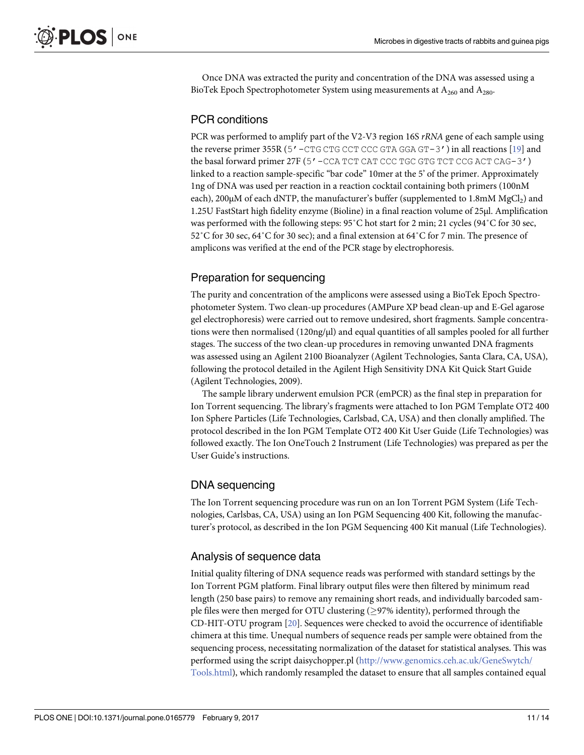Once DNA was extracted the purity and concentration of the DNA was assessed using a BioTek Epoch Spectrophotometer System using measurements at $A_{260}$ and $A_{280}$.

## PCR conditions

PCR was performed to amplify part of the V2-V3 region 16S *rRNA* gene of each sample using the reverse primer 355R (`5'-CTG CTG CCT CCC GTA GGA GT-3'`) in all reactions [19] and the basal forward primer 27F (`5'-CCA TCT CAT CCC TGC GTG TCT CCG ACT CAG-3'`) linked to a reaction sample-specific "bar code" 10mer at the 5' of the primer. Approximately 1ng of DNA was used per reaction in a reaction cocktail containing both primers (100nM each), 200μM of each dNTP, the manufacturer's buffer (supplemented to 1.8mM $MgCl_2$) and 1.25U FastStart high fidelity enzyme (Bioline) in a final reaction volume of 25μl. Amplification was performed with the following steps: 95˚C hot start for 2 min; 21 cycles (94˚C for 30 sec, 52˚C for 30 sec, 64˚C for 30 sec); and a final extension at 64˚C for 7 min. The presence of amplicons was verified at the end of the PCR stage by electrophoresis.

## Preparation for sequencing

The purity and concentration of the amplicons were assessed using a BioTek Epoch Spectrophotometer System. Two clean-up procedures (AMPure XP bead clean-up and E-Gel agarose gel electrophoresis) were carried out to remove undesired, short fragments. Sample concentrations were then normalised (120ng/μl) and equal quantities of all samples pooled for all further stages. The success of the two clean-up procedures in removing unwanted DNA fragments was assessed using an Agilent 2100 Bioanalyzer (Agilent Technologies, Santa Clara, CA, USA), following the protocol detailed in the Agilent High Sensitivity DNA Kit Quick Start Guide (Agilent Technologies, 2009).

The sample library underwent emulsion PCR (emPCR) as the final step in preparation for Ion Torrent sequencing. The library's fragments were attached to Ion PGM Template OT2 400 Ion Sphere Particles (Life Technologies, Carlsbad, CA, USA) and then clonally amplified. The protocol described in the Ion PGM Template OT2 400 Kit User Guide (Life Technologies) was followed exactly. The Ion OneTouch 2 Instrument (Life Technologies) was prepared as per the User Guide's instructions.

## DNA sequencing

The Ion Torrent sequencing procedure was run on an Ion Torrent PGM System (Life Technologies, Carlsbas, CA, USA) using an Ion PGM Sequencing 400 Kit, following the manufacturer's protocol, as described in the Ion PGM Sequencing 400 Kit manual (Life Technologies).

## Analysis of sequence data

Initial quality filtering of DNA sequence reads was performed with standard settings by the Ion Torrent PGM platform. Final library output files were then filtered by minimum read length (250 base pairs) to remove any remaining short reads, and individually barcoded sample files were then merged for OTU clustering ($\geq$97% identity), performed through the CD-HIT-OTU program [20]. Sequences were checked to avoid the occurrence of identifiable chimera at this time. Unequal numbers of sequence reads per sample were obtained from the sequencing process, necessitating normalization of the dataset for statistical analyses. This was performed using the script daisychopper.pl (http://www.genomics.ceh.ac.uk/GeneSwytch/Tools.html), which randomly resampled the dataset to ensure that all samples contained equal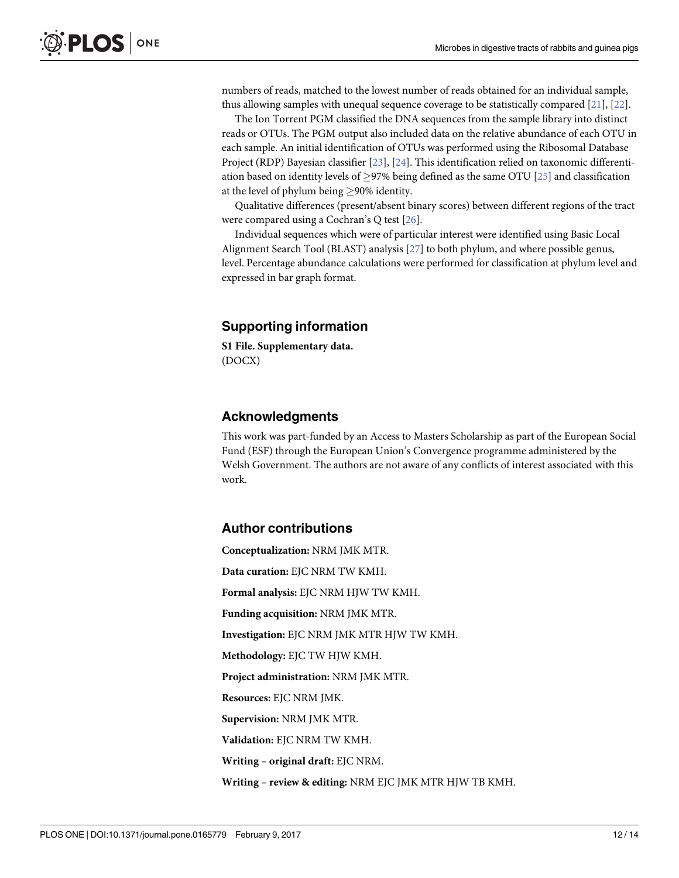numbers of reads, matched to the lowest number of reads obtained for an individual sample, thus allowing samples with unequal sequence coverage to be statistically compared [21], [22].

The Ion Torrent PGM classified the DNA sequences from the sample library into distinct reads or OTUs. The PGM output also included data on the relative abundance of each OTU in each sample. An initial identification of OTUs was performed using the Ribosomal Database Project (RDP) Bayesian classifier [23], [24]. This identification relied on taxonomic differentiation based on identity levels of ≥97% being defined as the same OTU [25] and classification at the level of phylum being ≥90% identity.

Qualitative differences (present/absent binary scores) between different regions of the tract were compared using a Cochran's Q test [26].

Individual sequences which were of particular interest were identified using Basic Local Alignment Search Tool (BLAST) analysis [27] to both phylum, and where possible genus, level. Percentage abundance calculations were performed for classification at phylum level and expressed in bar graph format.

## Supporting information

**S1 File. Supplementary data.**
(DOCX)

## Acknowledgments

This work was part-funded by an Access to Masters Scholarship as part of the European Social Fund (ESF) through the European Union's Convergence programme administered by the Welsh Government. The authors are not aware of any conflicts of interest associated with this work.

## Author contributions

**Conceptualization:** NRM JMK MTR.

**Data curation:** EJC NRM TW KMH.

**Formal analysis:** EJC NRM HJW TW KMH.

**Funding acquisition:** NRM JMK MTR.

**Investigation:** EJC NRM JMK MTR HJW TW KMH.

**Methodology:** EJC TW HJW KMH.

**Project administration:** NRM JMK MTR.

**Resources:** EJC NRM JMK.

**Supervision:** NRM JMK MTR.

**Validation:** EJC NRM TW KMH.

**Writing – original draft:** EJC NRM.

**Writing – review & editing:** NRM EJC JMK MTR HJW TB KMH.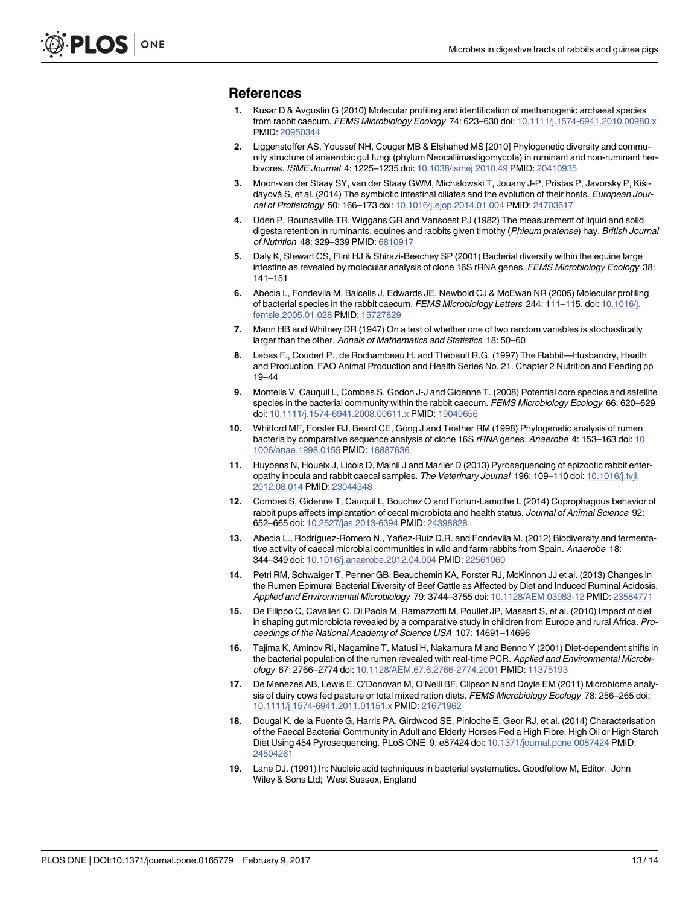## References

1. Kusar D & Avgustin G (2010) Molecular profiling and identification of methanogenic archaeal species from rabbit caecum. *FEMS Microbiology Ecology* 74: 623–630 doi: 10.1111/j.1574-6941.2010.00980.x PMID: 20950344

2. Liggenstoffer AS, Youssef NH, Couger MB & Elshahed MS [2010] Phylogenetic diversity and community structure of anaerobic gut fungi (phylum Neocallimastigomycota) in ruminant and non-ruminant herbivores. *ISME Journal* 4: 1225–1235 doi: 10.1038/ismej.2010.49 PMID: 20410935

3. Moon-van der Staay SY, van der Staay GWM, Michalowski T, Jouany J-P, Pristas P, Javorsky P, Kišidayová S, et al. (2014) The symbiotic intestinal ciliates and the evolution of their hosts. *European Journal of Protistology* 50: 166–173 doi: 10.1016/j.ejop.2014.01.004 PMID: 24703617

4. Uden P, Rounsaville TR, Wiggans GR and Vansoest PJ (1982) The measurement of liquid and solid digesta retention in ruminants, equines and rabbits given timothy (*Phleum pratense*) hay. *British Journal of Nutrition* 48: 329–339 PMID: 6810917

5. Daly K, Stewart CS, Flint HJ & Shirazi-Beechey SP (2001) Bacterial diversity within the equine large intestine as revealed by molecular analysis of clone 16S rRNA genes. *FEMS Microbiology Ecology* 38: 141–151

6. Abecia L, Fondevila M, Balcells J, Edwards JE, Newbold CJ & McEwan NR (2005) Molecular profiling of bacterial species in the rabbit caecum. *FEMS Microbiology Letters* 244: 111–115. doi: 10.1016/j.femsle.2005.01.028 PMID: 15727829

7. Mann HB and Whitney DR (1947) On a test of whether one of two random variables is stochastically larger than the other. *Annals of Mathematics and Statistics* 18: 50–60

8. Lebas F., Coudert P., de Rochambeau H. and Thébault R.G. (1997) The Rabbit—Husbandry, Health and Production. FAO Animal Production and Health Series No. 21. Chapter 2 Nutrition and Feeding pp 19–44

9. Monteils V, Cauquil L, Combes S, Godon J-J and Gidenne T. (2008) Potential core species and satellite species in the bacterial community within the rabbit caecum. *FEMS Microbiology Ecology* 66: 620–629 doi: 10.1111/j.1574-6941.2008.00611.x PMID: 19049656

10. Whitford MF, Forster RJ, Beard CE, Gong J and Teather RM (1998) Phylogenetic analysis of rumen bacteria by comparative sequence analysis of clone 16S *rRNA* genes. *Anaerobe* 4: 153–163 doi: 10.1006/anae.1998.0155 PMID: 16887636

11. Huybens N, Houeix J, Licois D, Mainil J and Marlier D (2013) Pyrosequencing of epizootic rabbit enteropathy inocula and rabbit caecal samples. *The Veterinary Journal* 196: 109–110 doi: 10.1016/j.tvjl.2012.08.014 PMID: 23044348

12. Combes S, Gidenne T, Cauquil L, Bouchez O and Fortun-Lamothe L (2014) Coprophagous behavior of rabbit pups affects implantation of cecal microbiota and health status. *Journal of Animal Science* 92: 652–665 doi: 10.2527/jas.2013-6394 PMID: 24398828

13. Abecia L., Rodríguez-Romero N., Yañez-Ruiz D.R. and Fondevila M. (2012) Biodiversity and fermentative activity of caecal microbial communities in wild and farm rabbits from Spain. *Anaerobe* 18: 344–349 doi: 10.1016/j.anaerobe.2012.04.004 PMID: 22561060

14. Petri RM, Schwaiger T, Penner GB, Beauchemin KA, Forster RJ, McKinnon JJ et al. (2013) Changes in the Rumen Epimural Bacterial Diversity of Beef Cattle as Affected by Diet and Induced Ruminal Acidosis. *Applied and Environmental Microbiology* 79: 3744–3755 doi: 10.1128/AEM.03983-12 PMID: 23584771

15. De Filippo C, Cavalieri C, Di Paola M, Ramazzotti M, Poullet JP, Massart S, et al. (2010) Impact of diet in shaping gut microbiota revealed by a comparative study in children from Europe and rural Africa. *Proceedings of the National Academy of Science USA* 107: 14691–14696

16. Tajima K, Aminov RI, Nagamine T, Matusi H, Nakamura M and Benno Y (2001) Diet-dependent shifts in the bacterial population of the rumen revealed with real-time PCR. *Applied and Environmental Microbiology* 67: 2766–2774 doi: 10.1128/AEM.67.6.2766-2774.2001 PMID: 11375193

17. De Menezes AB, Lewis E, O'Donovan M, O'Neill BF, Clipson N and Doyle EM (2011) Microbiome analysis of dairy cows fed pasture or total mixed ration diets. *FEMS Microbiology Ecology* 78: 256–265 doi: 10.1111/j.1574-6941.2011.01151.x PMID: 21671962

18. Dougal K, de la Fuente G, Harris PA, Girdwood SE, Pinloche E, Geor RJ, et al. (2014) Characterisation of the Faecal Bacterial Community in Adult and Elderly Horses Fed a High Fibre, High Oil or High Starch Diet Using 454 Pyrosequencing. PLoS ONE 9: e87424 doi: 10.1371/journal.pone.0087424 PMID: 24504261

19. Lane DJ. (1991) In: Nucleic acid techniques in bacterial systematics. Goodfellow M, Editor. John Wiley & Sons Ltd; West Sussex, England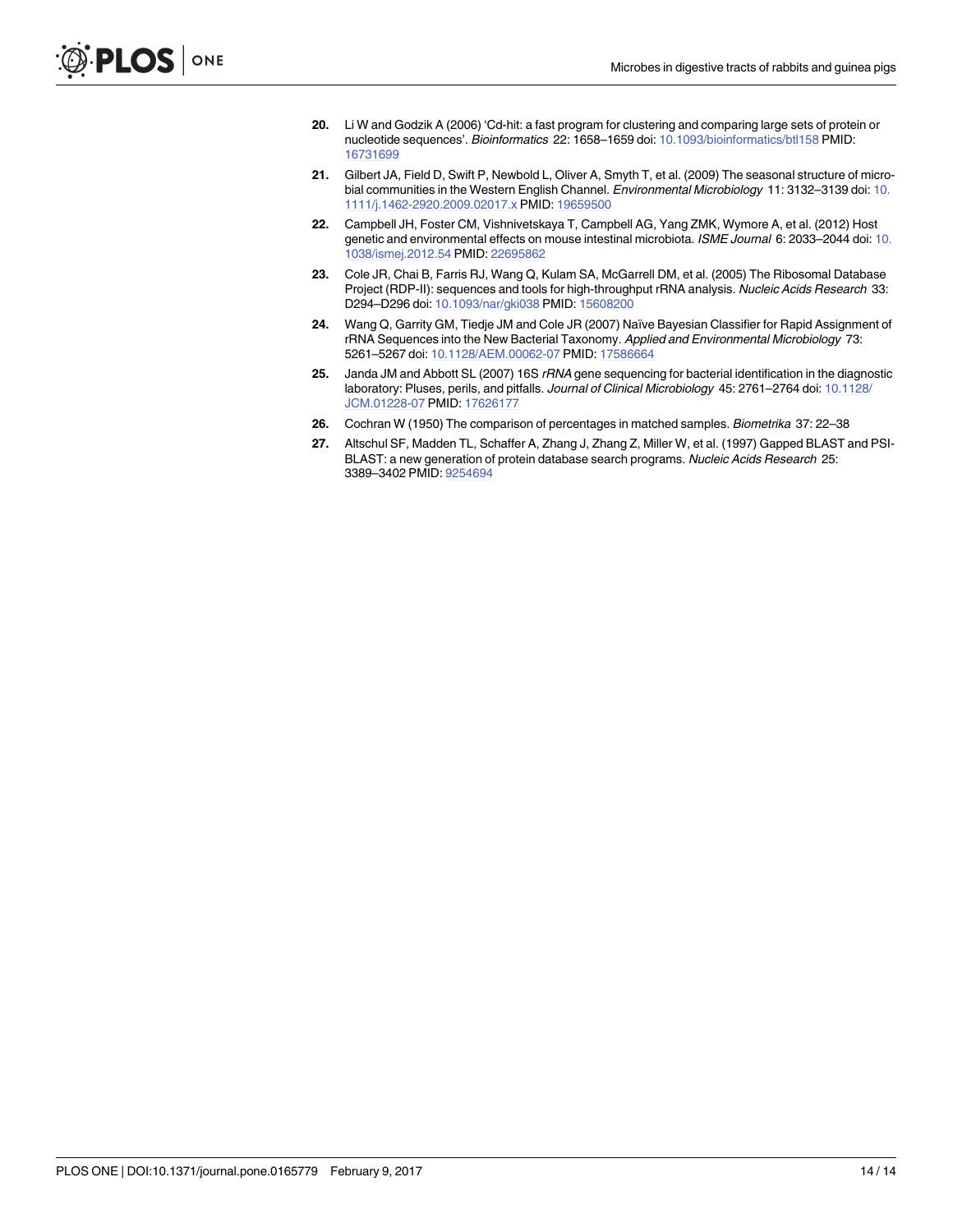20. Li W and Godzik A (2006) 'Cd-hit: a fast program for clustering and comparing large sets of protein or nucleotide sequences'. *Bioinformatics* 22: 1658–1659 doi: 10.1093/bioinformatics/btl158 PMID: 16731699

21. Gilbert JA, Field D, Swift P, Newbold L, Oliver A, Smyth T, et al. (2009) The seasonal structure of microbial communities in the Western English Channel. *Environmental Microbiology* 11: 3132–3139 doi: 10.1111/j.1462-2920.2009.02017.x PMID: 19659500

22. Campbell JH, Foster CM, Vishnivetskaya T, Campbell AG, Yang ZMK, Wymore A, et al. (2012) Host genetic and environmental effects on mouse intestinal microbiota. *ISME Journal* 6: 2033–2044 doi: 10.1038/ismej.2012.54 PMID: 22695862

23. Cole JR, Chai B, Farris RJ, Wang Q, Kulam SA, McGarrell DM, et al. (2005) The Ribosomal Database Project (RDP-II): sequences and tools for high-throughput rRNA analysis. *Nucleic Acids Research* 33: D294–D296 doi: 10.1093/nar/gki038 PMID: 15608200

24. Wang Q, Garrity GM, Tiedje JM and Cole JR (2007) Naïve Bayesian Classifier for Rapid Assignment of rRNA Sequences into the New Bacterial Taxonomy. *Applied and Environmental Microbiology* 73: 5261–5267 doi: 10.1128/AEM.00062-07 PMID: 17586664

25. Janda JM and Abbott SL (2007) 16S *rRNA* gene sequencing for bacterial identification in the diagnostic laboratory: Pluses, perils, and pitfalls. *Journal of Clinical Microbiology* 45: 2761–2764 doi: 10.1128/JCM.01228-07 PMID: 17626177

26. Cochran W (1950) The comparison of percentages in matched samples. *Biometrika* 37: 22–38

27. Altschul SF, Madden TL, Schaffer A, Zhang J, Zhang Z, Miller W, et al. (1997) Gapped BLAST and PSI-BLAST: a new generation of protein database search programs. *Nucleic Acids Research* 25: 3389–3402 PMID: 9254694